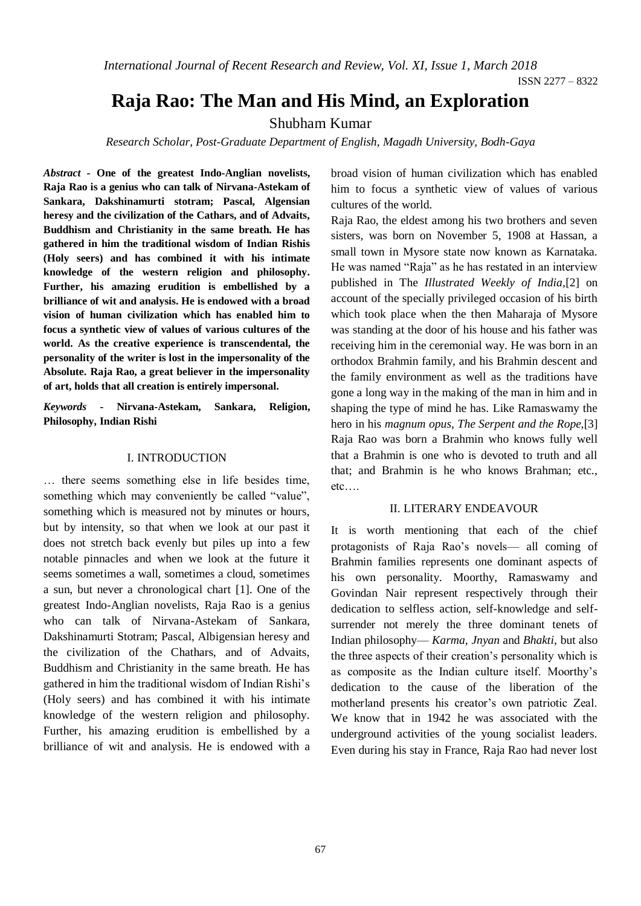# Raja Rao: The Man and His Mind, an Exploration

Shubham Kumar

*Research Scholar, Post-Graduate Department of English, Magadh University, Bodh-Gaya*

***Abstract* - One of the greatest Indo-Anglian novelists, Raja Rao is a genius who can talk of Nirvana-Astekam of Sankara, Dakshinamurti stotram; Pascal, Algensian heresy and the civilization of the Cathars, and of Advaits, Buddhism and Christianity in the same breath. He has gathered in him the traditional wisdom of Indian Rishis (Holy seers) and has combined it with his intimate knowledge of the western religion and philosophy. Further, his amazing erudition is embellished by a brilliance of wit and analysis. He is endowed with a broad vision of human civilization which has enabled him to focus a synthetic view of values of various cultures of the world. As the creative experience is transcendental, the personality of the writer is lost in the impersonality of the Absolute. Raja Rao, a great believer in the impersonality of art, holds that all creation is entirely impersonal.**

***Keywords* - Nirvana-Astekam, Sankara, Religion, Philosophy, Indian Rishi**

## I. INTRODUCTION

… there seems something else in life besides time, something which may conveniently be called "value", something which is measured not by minutes or hours, but by intensity, so that when we look at our past it does not stretch back evenly but piles up into a few notable pinnacles and when we look at the future it seems sometimes a wall, sometimes a cloud, sometimes a sun, but never a chronological chart [1]. One of the greatest Indo-Anglian novelists, Raja Rao is a genius who can talk of Nirvana-Astekam of Sankara, Dakshinamurti Stotram; Pascal, Albigensian heresy and the civilization of the Chathars, and of Advaits, Buddhism and Christianity in the same breath. He has gathered in him the traditional wisdom of Indian Rishi's (Holy seers) and has combined it with his intimate knowledge of the western religion and philosophy. Further, his amazing erudition is embellished by a brilliance of wit and analysis. He is endowed with a broad vision of human civilization which has enabled him to focus a synthetic view of values of various cultures of the world.

Raja Rao, the eldest among his two brothers and seven sisters, was born on November 5, 1908 at Hassan, a small town in Mysore state now known as Karnataka. He was named "Raja" as he has restated in an interview published in The *Illustrated Weekly of India*,[2] on account of the specially privileged occasion of his birth which took place when the then Maharaja of Mysore was standing at the door of his house and his father was receiving him in the ceremonial way. He was born in an orthodox Brahmin family, and his Brahmin descent and the family environment as well as the traditions have gone a long way in the making of the man in him and in shaping the type of mind he has. Like Ramaswamy the hero in his *magnum opus, The Serpent and the Rope,*[3] Raja Rao was born a Brahmin who knows fully well that a Brahmin is one who is devoted to truth and all that; and Brahmin is he who knows Brahman; etc., etc….

## II. LITERARY ENDEAVOUR

It is worth mentioning that each of the chief protagonists of Raja Rao's novels— all coming of Brahmin families represents one dominant aspects of his own personality. Moorthy, Ramaswamy and Govindan Nair represent respectively through their dedication to selfless action, self-knowledge and self-surrender not merely the three dominant tenets of Indian philosophy— *Karma, Jnyan* and *Bhakti*, but also the three aspects of their creation's personality which is as composite as the Indian culture itself. Moorthy's dedication to the cause of the liberation of the motherland presents his creator's own patriotic Zeal. We know that in 1942 he was associated with the underground activities of the young socialist leaders. Even during his stay in France, Raja Rao had never lost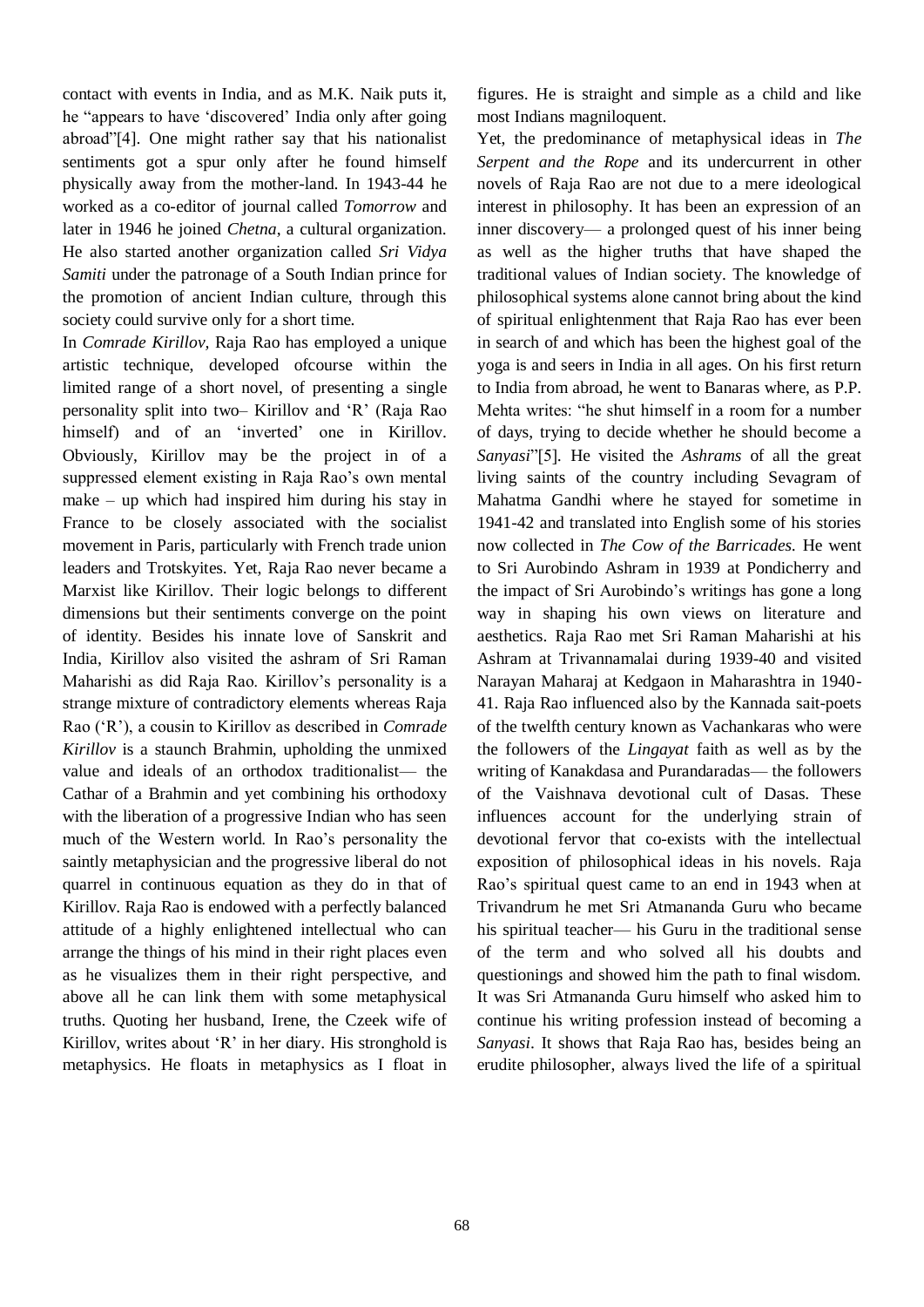contact with events in India, and as M.K. Naik puts it, he "appears to have 'discovered' India only after going abroad"[4]. One might rather say that his nationalist sentiments got a spur only after he found himself physically away from the mother-land. In 1943-44 he worked as a co-editor of journal called *Tomorrow* and later in 1946 he joined *Chetna*, a cultural organization. He also started another organization called *Sri Vidya Samiti* under the patronage of a South Indian prince for the promotion of ancient Indian culture, through this society could survive only for a short time.

In *Comrade Kirillov*, Raja Rao has employed a unique artistic technique, developed ofcourse within the limited range of a short novel, of presenting a single personality split into two– Kirillov and 'R' (Raja Rao himself) and of an 'inverted' one in Kirillov. Obviously, Kirillov may be the project in of a suppressed element existing in Raja Rao's own mental make – up which had inspired him during his stay in France to be closely associated with the socialist movement in Paris, particularly with French trade union leaders and Trotskyites. Yet, Raja Rao never became a Marxist like Kirillov. Their logic belongs to different dimensions but their sentiments converge on the point of identity. Besides his innate love of Sanskrit and India, Kirillov also visited the ashram of Sri Raman Maharishi as did Raja Rao. Kirillov's personality is a strange mixture of contradictory elements whereas Raja Rao ('R'), a cousin to Kirillov as described in *Comrade Kirillov* is a staunch Brahmin, upholding the unmixed value and ideals of an orthodox traditionalist— the Cathar of a Brahmin and yet combining his orthodoxy with the liberation of a progressive Indian who has seen much of the Western world. In Rao's personality the saintly metaphysician and the progressive liberal do not quarrel in continuous equation as they do in that of Kirillov. Raja Rao is endowed with a perfectly balanced attitude of a highly enlightened intellectual who can arrange the things of his mind in their right places even as he visualizes them in their right perspective, and above all he can link them with some metaphysical truths. Quoting her husband, Irene, the Czeek wife of Kirillov, writes about 'R' in her diary. His stronghold is metaphysics. He floats in metaphysics as I float in figures. He is straight and simple as a child and like most Indians magniloquent.

Yet, the predominance of metaphysical ideas in *The Serpent and the Rope* and its undercurrent in other novels of Raja Rao are not due to a mere ideological interest in philosophy. It has been an expression of an inner discovery— a prolonged quest of his inner being as well as the higher truths that have shaped the traditional values of Indian society. The knowledge of philosophical systems alone cannot bring about the kind of spiritual enlightenment that Raja Rao has ever been in search of and which has been the highest goal of the yoga is and seers in India in all ages. On his first return to India from abroad, he went to Banaras where, as P.P. Mehta writes: "he shut himself in a room for a number of days, trying to decide whether he should become a *Sanyasi*"[5]. He visited the *Ashrams* of all the great living saints of the country including Sevagram of Mahatma Gandhi where he stayed for sometime in 1941-42 and translated into English some of his stories now collected in *The Cow of the Barricades.* He went to Sri Aurobindo Ashram in 1939 at Pondicherry and the impact of Sri Aurobindo's writings has gone a long way in shaping his own views on literature and aesthetics. Raja Rao met Sri Raman Maharishi at his Ashram at Trivannamalai during 1939-40 and visited Narayan Maharaj at Kedgaon in Maharashtra in 1940-41. Raja Rao influenced also by the Kannada sait-poets of the twelfth century known as Vachankaras who were the followers of the *Lingayat* faith as well as by the writing of Kanakdasa and Purandaradas— the followers of the Vaishnava devotional cult of Dasas. These influences account for the underlying strain of devotional fervor that co-exists with the intellectual exposition of philosophical ideas in his novels. Raja Rao's spiritual quest came to an end in 1943 when at Trivandrum he met Sri Atmananda Guru who became his spiritual teacher— his Guru in the traditional sense of the term and who solved all his doubts and questionings and showed him the path to final wisdom. It was Sri Atmananda Guru himself who asked him to continue his writing profession instead of becoming a *Sanyasi*. It shows that Raja Rao has, besides being an erudite philosopher, always lived the life of a spiritual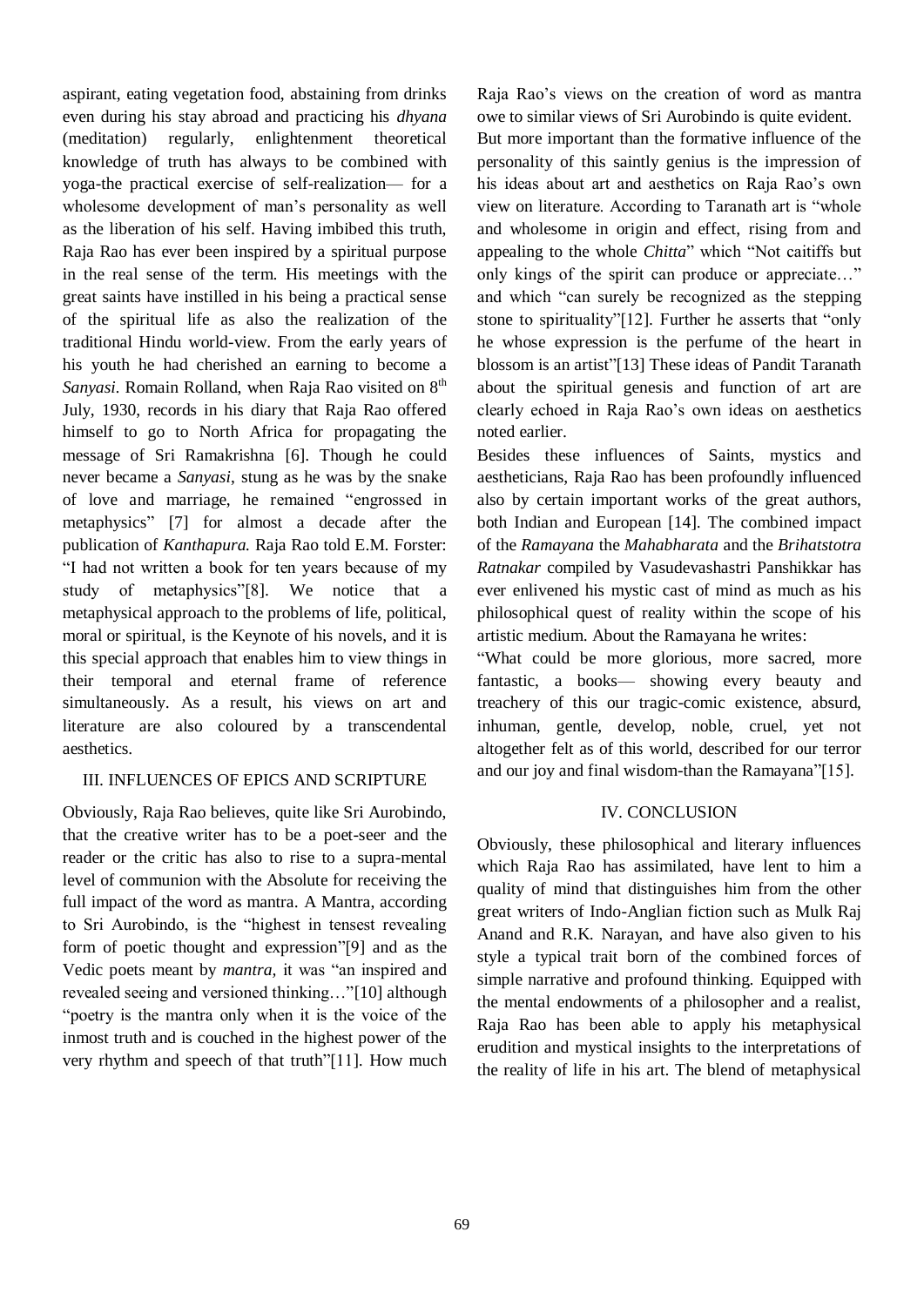aspirant, eating vegetation food, abstaining from drinks even during his stay abroad and practicing his *dhyana* (meditation) regularly, enlightenment theoretical knowledge of truth has always to be combined with yoga-the practical exercise of self-realization— for a wholesome development of man's personality as well as the liberation of his self. Having imbibed this truth, Raja Rao has ever been inspired by a spiritual purpose in the real sense of the term. His meetings with the great saints have instilled in his being a practical sense of the spiritual life as also the realization of the traditional Hindu world-view. From the early years of his youth he had cherished an earning to become a *Sanyasi*. Romain Rolland, when Raja Rao visited on 8th July, 1930, records in his diary that Raja Rao offered himself to go to North Africa for propagating the message of Sri Ramakrishna [6]. Though he could never became a *Sanyasi*, stung as he was by the snake of love and marriage, he remained "engrossed in metaphysics" [7] for almost a decade after the publication of *Kanthapura.* Raja Rao told E.M. Forster: "I had not written a book for ten years because of my study of metaphysics"[8]. We notice that a metaphysical approach to the problems of life, political, moral or spiritual, is the Keynote of his novels, and it is this special approach that enables him to view things in their temporal and eternal frame of reference simultaneously. As a result, his views on art and literature are also coloured by a transcendental aesthetics.

## III. INFLUENCES OF EPICS AND SCRIPTURE

Obviously, Raja Rao believes, quite like Sri Aurobindo, that the creative writer has to be a poet-seer and the reader or the critic has also to rise to a supra-mental level of communion with the Absolute for receiving the full impact of the word as mantra. A Mantra, according to Sri Aurobindo, is the "highest in tensest revealing form of poetic thought and expression"[9] and as the Vedic poets meant by *mantra,* it was "an inspired and revealed seeing and versioned thinking…"[10] although "poetry is the mantra only when it is the voice of the inmost truth and is couched in the highest power of the very rhythm and speech of that truth"[11]. How much Raja Rao's views on the creation of word as mantra owe to similar views of Sri Aurobindo is quite evident.

But more important than the formative influence of the personality of this saintly genius is the impression of his ideas about art and aesthetics on Raja Rao's own view on literature. According to Taranath art is "whole and wholesome in origin and effect, rising from and appealing to the whole *Chitta*" which "Not caitiffs but only kings of the spirit can produce or appreciate…" and which "can surely be recognized as the stepping stone to spirituality"[12]. Further he asserts that "only he whose expression is the perfume of the heart in blossom is an artist"[13] These ideas of Pandit Taranath about the spiritual genesis and function of art are clearly echoed in Raja Rao's own ideas on aesthetics noted earlier.

Besides these influences of Saints, mystics and aestheticians, Raja Rao has been profoundly influenced also by certain important works of the great authors, both Indian and European [14]. The combined impact of the *Ramayana* the *Mahabharata* and the *Brihatstotra Ratnakar* compiled by Vasudevashastri Panshikkar has ever enlivened his mystic cast of mind as much as his philosophical quest of reality within the scope of his artistic medium. About the Ramayana he writes:

"What could be more glorious, more sacred, more fantastic, a books— showing every beauty and treachery of this our tragic-comic existence, absurd, inhuman, gentle, develop, noble, cruel, yet not altogether felt as of this world, described for our terror and our joy and final wisdom-than the Ramayana"[15].

## IV. CONCLUSION

Obviously, these philosophical and literary influences which Raja Rao has assimilated, have lent to him a quality of mind that distinguishes him from the other great writers of Indo-Anglian fiction such as Mulk Raj Anand and R.K. Narayan, and have also given to his style a typical trait born of the combined forces of simple narrative and profound thinking. Equipped with the mental endowments of a philosopher and a realist, Raja Rao has been able to apply his metaphysical erudition and mystical insights to the interpretations of the reality of life in his art. The blend of metaphysical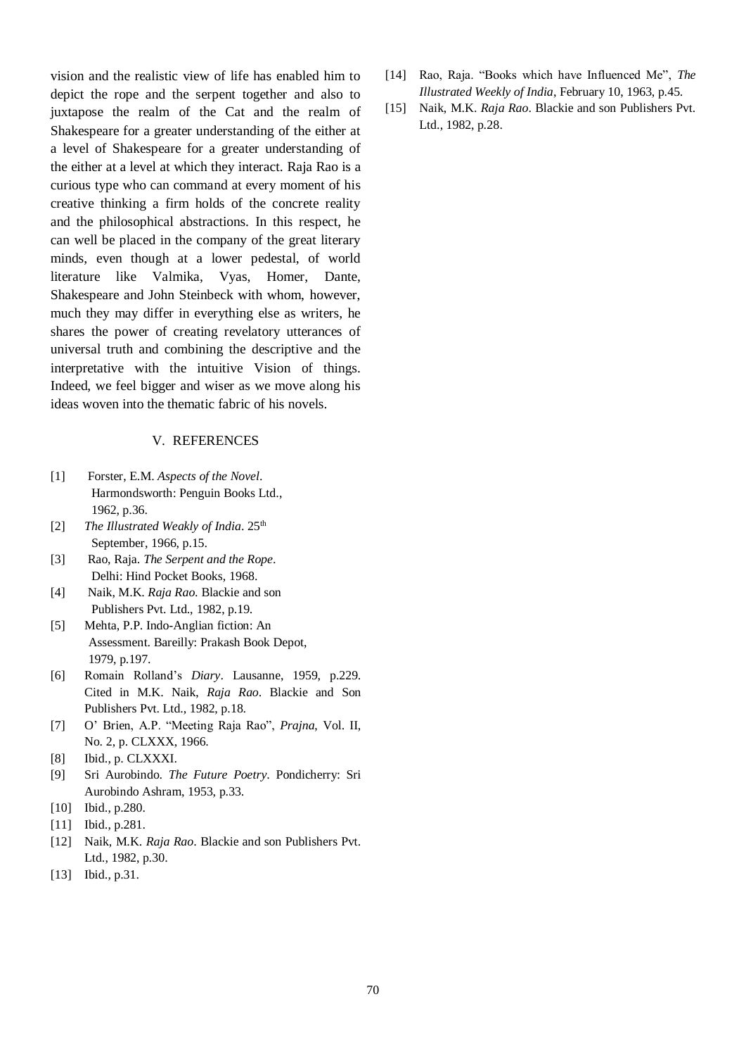vision and the realistic view of life has enabled him to depict the rope and the serpent together and also to juxtapose the realm of the Cat and the realm of Shakespeare for a greater understanding of the either at a level of Shakespeare for a greater understanding of the either at a level at which they interact. Raja Rao is a curious type who can command at every moment of his creative thinking a firm holds of the concrete reality and the philosophical abstractions. In this respect, he can well be placed in the company of the great literary minds, even though at a lower pedestal, of world literature like Valmika, Vyas, Homer, Dante, Shakespeare and John Steinbeck with whom, however, much they may differ in everything else as writers, he shares the power of creating revelatory utterances of universal truth and combining the descriptive and the interpretative with the intuitive Vision of things. Indeed, we feel bigger and wiser as we move along his ideas woven into the thematic fabric of his novels.

## V. REFERENCES

[1] Forster, E.M. *Aspects of the Novel*. Harmondsworth: Penguin Books Ltd., 1962, p.36.

[2] *The Illustrated Weakly of India*. 25th September, 1966, p.15.

[3] Rao, Raja. *The Serpent and the Rope*. Delhi: Hind Pocket Books, 1968.

[4] Naik, M.K. *Raja Rao*. Blackie and son Publishers Pvt. Ltd., 1982, p.19.

[5] Mehta, P.P. Indo-Anglian fiction: An Assessment. Bareilly: Prakash Book Depot, 1979, p.197.

[6] Romain Rolland's *Diary*. Lausanne, 1959, p.229. Cited in M.K. Naik, *Raja Rao*. Blackie and Son Publishers Pvt. Ltd., 1982, p.18.

[7] O' Brien, A.P. "Meeting Raja Rao", *Prajna*, Vol. II, No. 2, p. CLXXX, 1966.

[8] Ibid., p. CLXXXI.

[9] Sri Aurobindo. *The Future Poetry*. Pondicherry: Sri Aurobindo Ashram, 1953, p.33.

[10] Ibid., p.280.

[11] Ibid., p.281.

[12] Naik, M.K. *Raja Rao*. Blackie and son Publishers Pvt. Ltd., 1982, p.30.

[13] Ibid., p.31.

[14] Rao, Raja. "Books which have Influenced Me", *The Illustrated Weekly of India*, February 10, 1963, p.45.

[15] Naik, M.K. *Raja Rao*. Blackie and son Publishers Pvt. Ltd., 1982, p.28.